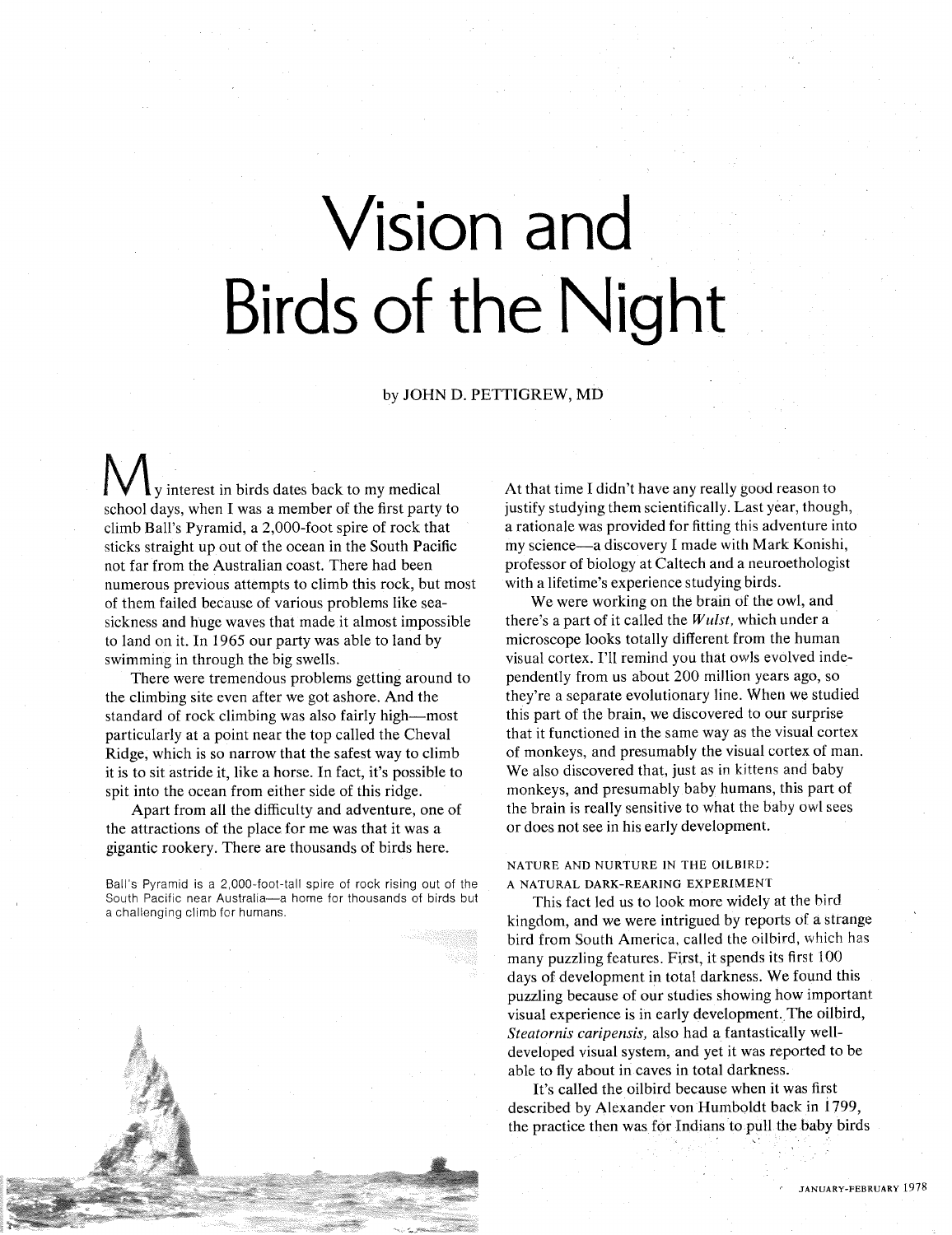# Vision and Birds of the Night

by JOHN D. PETTIGREW, MD

My interest in birds dates back to my medical school days, when I was a member of the first party to climb Ball's Pyramid, a 2,000-foot spire of rock that sticks straight up out of the ocean in the South Pacific not far from the Australian coast. There had been numerous previous attempts to climb this rock, but most of them failed because of various problems like sea-sickness and huge waves that made it almost impossible to land on it. In 1965 our party was able to land by swimming in through the big swells.

There were tremendous problems getting around to the climbing site even after we got ashore. And the standard of rock climbing was also fairly high—most particularly at a point near the top called the Cheval Ridge, which is so narrow that the safest way to climb it is to sit astride it, like a horse. In fact, it's possible to spit into the ocean from either side of this ridge.

Apart from all the difficulty and adventure, one of the attractions of the place for me was that it was a gigantic rookery. There are thousands of birds here.

Ball's Pyramid is a 2,000-foot-tall spire of rock rising out of the South Pacific near Australia—a home for thousands of birds but a challenging climb for humans.

At that time I didn't have any really good reason to justify studying them scientifically. Last year, though, a rationale was provided for fitting this adventure into my science—a discovery I made with Mark Konishi, professor of biology at Caltech and a neuroethologist with a lifetime's experience studying birds.

We were working on the brain of the owl, and there's a part of it called the *Wulst*, which under a microscope looks totally different from the human visual cortex. I'll remind you that owls evolved independently from us about 200 million years ago, so they're a separate evolutionary line. When we studied this part of the brain, we discovered to our surprise that it functioned in the same way as the visual cortex of monkeys, and presumably the visual cortex of man. We also discovered that, just as in kittens and baby monkeys, and presumably baby humans, this part of the brain is really sensitive to what the baby owl sees or does not see in his early development.

## NATURE AND NURTURE IN THE OILBIRD: A NATURAL DARK-REARING EXPERIMENT

This fact led us to look more widely at the bird kingdom, and we were intrigued by reports of a strange bird from South America, called the oilbird, which has many puzzling features. First, it spends its first 100 days of development in total darkness. We found this puzzling because of our studies showing how important visual experience is in early development. The oilbird, *Steatornis caripensis*, also had a fantastically well-developed visual system, and yet it was reported to be able to fly about in caves in total darkness.

It's called the oilbird because when it was first described by Alexander von Humboldt back in 1799, the practice then was for Indians to pull the baby birds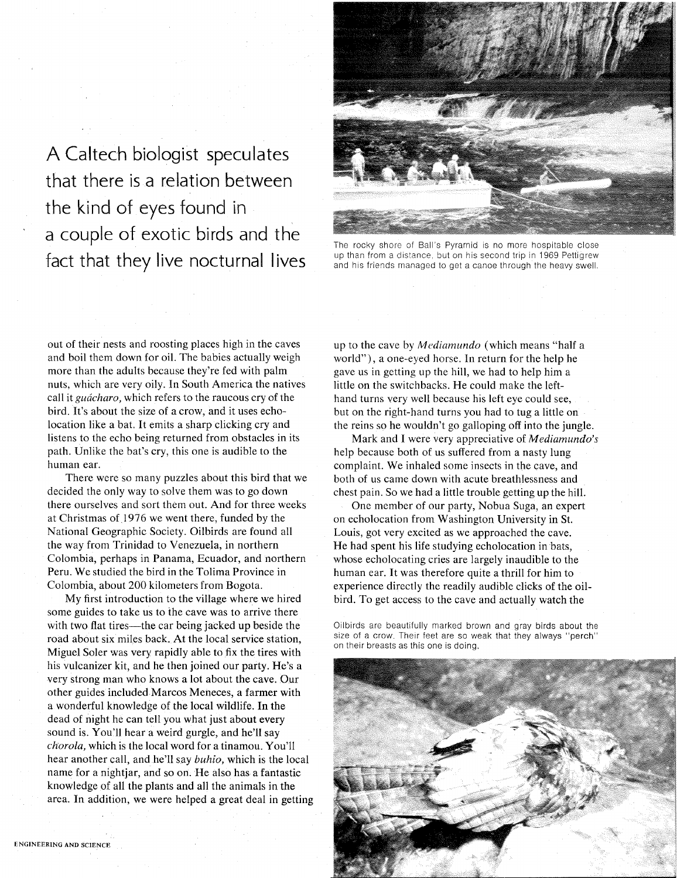# A Caltech biologist speculates that there is a relation between the kind of eyes found in a couple of exotic birds and the fact that they live nocturnal lives

The rocky shore of Ball's Pyramid is no more hospitable close up than from a distance, but on his second trip in 1969 Pettigrew and his friends managed to get a canoe through the heavy swell.

out of their nests and roosting places high in the caves and boil them down for oil. The babies actually weigh more than the adults because they're fed with palm nuts, which are very oily. In South America the natives call it *guácharo,* which refers to the raucous cry of the bird. It's about the size of a crow, and it uses echolocation like a bat. It emits a sharp clicking cry and listens to the echo being returned from obstacles in its path. Unlike the bat's cry, this one is audible to the human ear.

There were so many puzzles about this bird that we decided the only way to solve them was to go down there ourselves and sort them out. And for three weeks at Christmas of 1976 we went there, funded by the National Geographic Society. Oilbirds are found all the way from Trinidad to Venezuela, in northern Colombia, perhaps in Panama, Ecuador, and northern Peru. We studied the bird in the Tolima Province in Colombia, about 200 kilometers from Bogota.

My first introduction to the village where we hired some guides to take us to the cave was to arrive there with two flat tires—the car being jacked up beside the road about six miles back. At the local service station, Miguel Soler was very rapidly able to fix the tires with his vulcanizer kit, and he then joined our party. He's a very strong man who knows a lot about the cave. Our other guides included Marcos Meneces, a farmer with a wonderful knowledge of the local wildlife. In the dead of night he can tell you what just about every sound is. You'll hear a weird gurgle, and he'll say *chorola,* which is the local word for a tinamou. You'll hear another call, and he'll say *buhío,* which is the local name for a nightjar, and so on. He also has a fantastic knowledge of all the plants and all the animals in the area. In addition, we were helped a great deal in getting up to the cave by *Mediamundo* (which means "half a world"), a one-eyed horse. In return for the help he gave us in getting up the hill, we had to help him a little on the switchbacks. He could make the left-hand turns very well because his left eye could see, but on the right-hand turns you had to tug a little on the reins so he wouldn't go galloping off into the jungle.

Mark and I were very appreciative of *Mediamundo's* help because both of us suffered from a nasty lung complaint. We inhaled some insects in the cave, and both of us came down with acute breathlessness and chest pain. So we had a little trouble getting up the hill.

One member of our party, Nobua Suga, an expert on echolocation from Washington University in St. Louis, got very excited as we approached the cave. He had spent his life studying echolocation in bats, whose echolocating cries are largely inaudible to the human ear. It was therefore quite a thrill for him to experience directly the readily audible clicks of the oilbird. To get access to the cave and actually watch the

Oilbirds are beautifully marked brown and gray birds about the size of a crow. Their feet are so weak that they always "perch" on their breasts as this one is doing.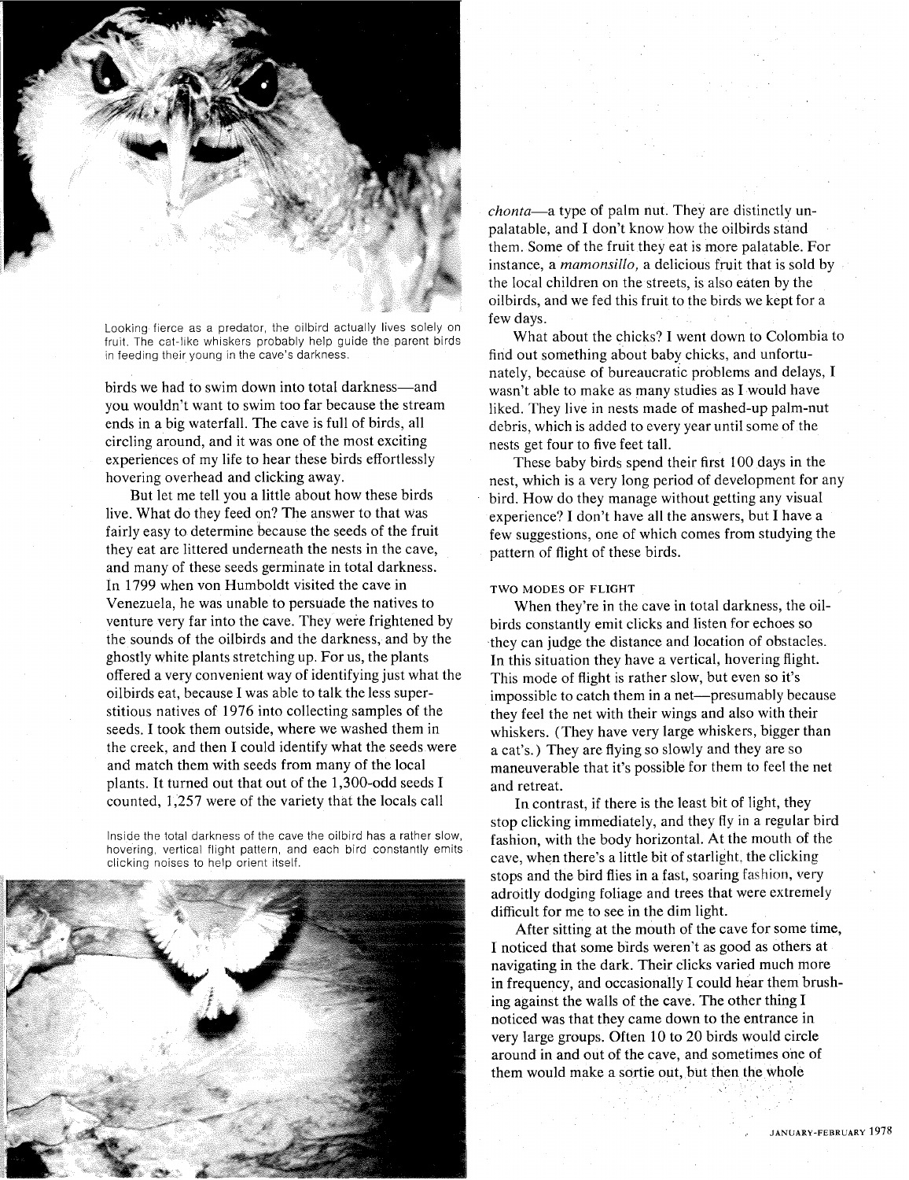Looking fierce as a predator, the oilbird actually lives solely on fruit. The cat-like whiskers probably help guide the parent birds in feeding their young in the cave's darkness.

birds we had to swim down into total darkness—and you wouldn't want to swim too far because the stream ends in a big waterfall. The cave is full of birds, all circling around, and it was one of the most exciting experiences of my life to hear these birds effortlessly hovering overhead and clicking away.

But let me tell you a little about how these birds live. What do they feed on? The answer to that was fairly easy to determine because the seeds of the fruit they eat are littered underneath the nests in the cave, and many of these seeds germinate in total darkness. In 1799 when von Humboldt visited the cave in Venezuela, he was unable to persuade the natives to venture very far into the cave. They were frightened by the sounds of the oilbirds and the darkness, and by the ghostly white plants stretching up. For us, the plants offered a very convenient way of identifying just what the oilbirds eat, because I was able to talk the less superstitious natives of 1976 into collecting samples of the seeds. I took them outside, where we washed them in the creek, and then I could identify what the seeds were and match them with seeds from many of the local plants. It turned out that out of the 1,300-odd seeds I counted, 1,257 were of the variety that the locals call *chonta*—a type of palm nut. They are distinctly unpalatable, and I don't know how the oilbirds stand them. Some of the fruit they eat is more palatable. For instance, a *mamonsillo,* a delicious fruit that is sold by the local children on the streets, is also eaten by the oilbirds, and we fed this fruit to the birds we kept for a few days.

Inside the total darkness of the cave the oilbird has a rather slow, hovering, vertical flight pattern, and each bird constantly emits clicking noises to help orient itself.

What about the chicks? I went down to Colombia to find out something about baby chicks, and unfortunately, because of bureaucratic problems and delays, I wasn't able to make as many studies as I would have liked. They live in nests made of mashed-up palm-nut debris, which is added to every year until some of the nests get four to five feet tall.

These baby birds spend their first 100 days in the nest, which is a very long period of development for any bird. How do they manage without getting any visual experience? I don't have all the answers, but I have a few suggestions, one of which comes from studying the pattern of flight of these birds.

## TWO MODES OF FLIGHT

When they're in the cave in total darkness, the oilbirds constantly emit clicks and listen for echoes so they can judge the distance and location of obstacles. In this situation they have a vertical, hovering flight. This mode of flight is rather slow, but even so it's impossible to catch them in a net—presumably because they feel the net with their wings and also with their whiskers. (They have very large whiskers, bigger than a cat's.) They are flying so slowly and they are so maneuverable that it's possible for them to feel the net and retreat.

In contrast, if there is the least bit of light, they stop clicking immediately, and they fly in a regular bird fashion, with the body horizontal. At the mouth of the cave, when there's a little bit of starlight, the clicking stops and the bird flies in a fast, soaring fashion, very adroitly dodging foliage and trees that were extremely difficult for me to see in the dim light.

After sitting at the mouth of the cave for some time, I noticed that some birds weren't as good as others at navigating in the dark. Their clicks varied much more in frequency, and occasionally I could hear them brushing against the walls of the cave. The other thing I noticed was that they came down to the entrance in very large groups. Often 10 to 20 birds would circle around in and out of the cave, and sometimes one of them would make a sortie out, but then the whole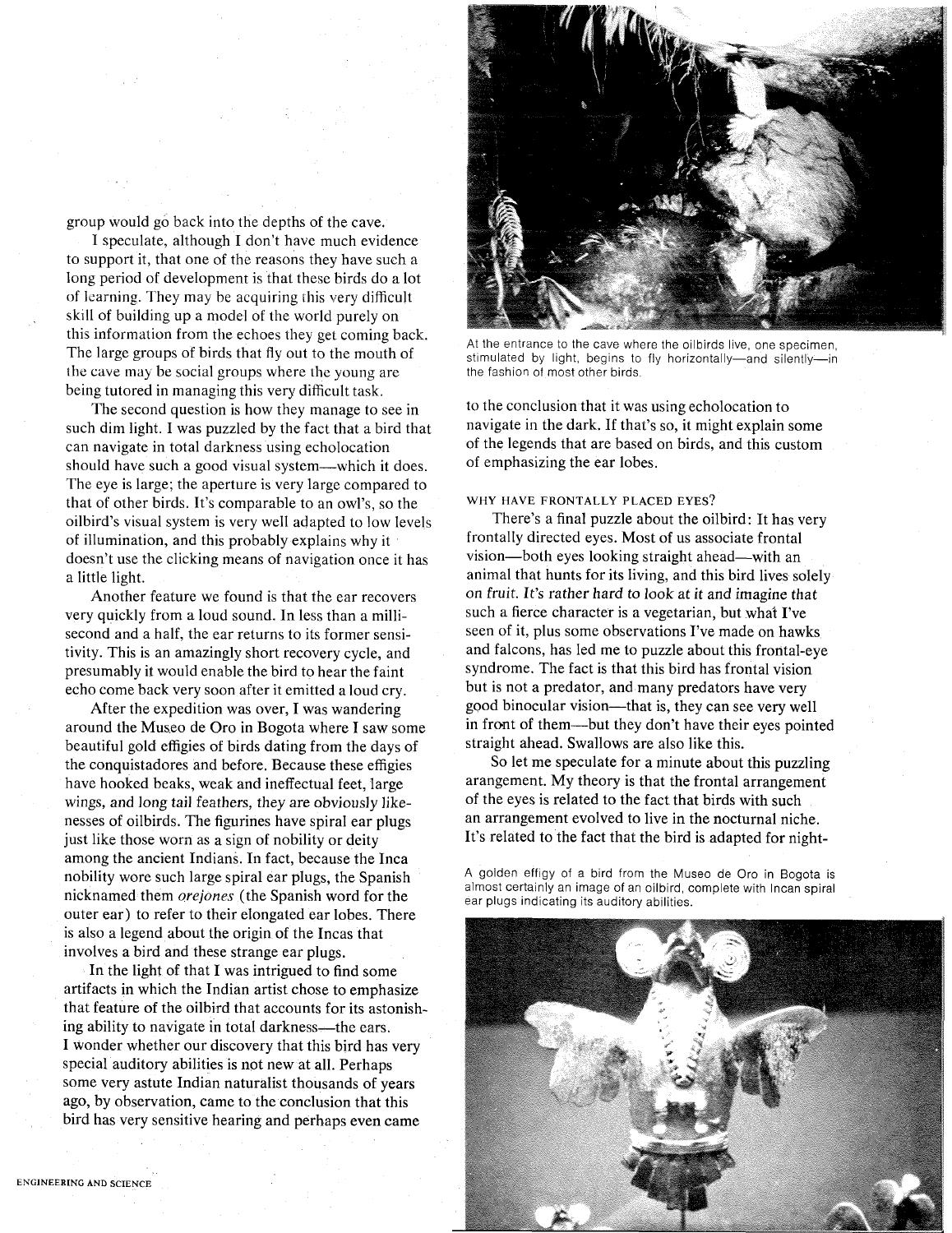group would go back into the depths of the cave.

I speculate, although I don't have much evidence to support it, that one of the reasons they have such a long period of development is that these birds do a lot of learning. They may be acquiring this very difficult skill of building up a model of the world purely on this information from the echoes they get coming back. The large groups of birds that fly out to the mouth of the cave may be social groups where the young are being tutored in managing this very difficult task.

The second question is how they manage to see in such dim light. I was puzzled by the fact that a bird that can navigate in total darkness using echolocation should have such a good visual system—which it does. The eye is large; the aperture is very large compared to that of other birds. It's comparable to an owl's, so the oilbird's visual system is very well adapted to low levels of illumination, and this probably explains why it doesn't use the clicking means of navigation once it has a little light.

Another feature we found is that the ear recovers very quickly from a loud sound. In less than a millisecond and a half, the ear returns to its former sensitivity. This is an amazingly short recovery cycle, and presumably it would enable the bird to hear the faint echo come back very soon after it emitted a loud cry.

After the expedition was over, I was wandering around the Museo de Oro in Bogota where I saw some beautiful gold effigies of birds dating from the days of the conquistadores and before. Because these effigies have hooked beaks, weak and ineffectual feet, large wings, and long tail feathers, they are obviously likenesses of oilbirds. The figurines have spiral ear plugs just like those worn as a sign of nobility or deity among the ancient Indians. In fact, because the Inca nobility wore such large spiral ear plugs, the Spanish nicknamed them *orejones* (the Spanish word for the outer ear) to refer to their elongated ear lobes. There is also a legend about the origin of the Incas that involves a bird and these strange ear plugs.

In the light of that I was intrigued to find some artifacts in which the Indian artist chose to emphasize that feature of the oilbird that accounts for its astonishing ability to navigate in total darkness—the ears. I wonder whether our discovery that this bird has very special auditory abilities is not new at all. Perhaps some very astute Indian naturalist thousands of years ago, by observation, came to the conclusion that this bird has very sensitive hearing and perhaps even came to the conclusion that it was using echolocation to navigate in the dark. If that's so, it might explain some of the legends that are based on birds, and this custom of emphasizing the ear lobes.

At the entrance to the cave where the oilbirds live, one specimen, stimulated by light, begins to fly horizontally—and silently—in the fashion of most other birds.

### WHY HAVE FRONTALLY PLACED EYES?

There's a final puzzle about the oilbird: It has very frontally directed eyes. Most of us associate frontal vision—both eyes looking straight ahead—with an animal that hunts for its living, and this bird lives solely on fruit. It's rather hard to look at it and imagine that such a fierce character is a vegetarian, but what I've seen of it, plus some observations I've made on hawks and falcons, has led me to puzzle about this frontal-eye syndrome. The fact is that this bird has frontal vision but is not a predator, and many predators have very good binocular vision—that is, they can see very well in front of them—but they don't have their eyes pointed straight ahead. Swallows are also like this.

So let me speculate for a minute about this puzzling arangement. My theory is that the frontal arrangement of the eyes is related to the fact that birds with such an arrangement evolved to live in the nocturnal niche. It's related to the fact that the bird is adapted for night-

A golden effigy of a bird from the Museo de Oro in Bogota is almost certainly an image of an oilbird, complete with Incan spiral ear plugs indicating its auditory abilities.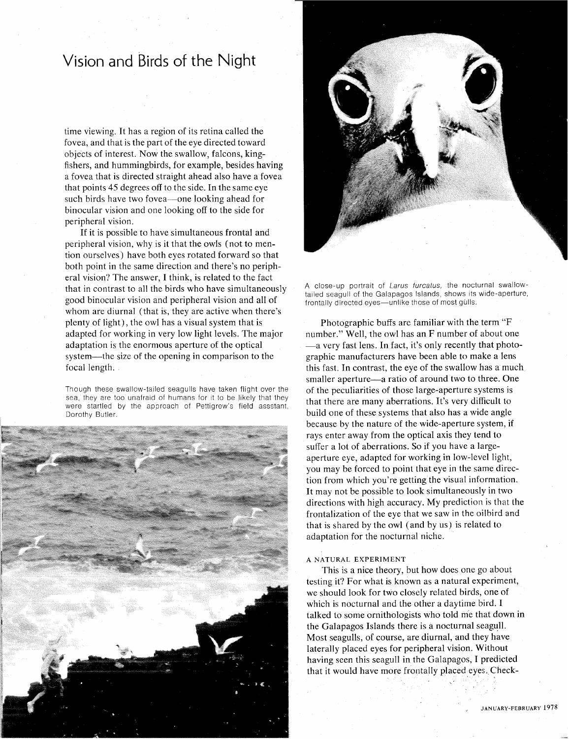# Vision and Birds of the Night

time viewing. It has a region of its retina called the fovea, and that is the part of the eye directed toward objects of interest. Now the swallow, falcons, kingfishers, and hummingbirds, for example, besides having a fovea that is directed straight ahead also have a fovea that points 45 degrees off to the side. In the same eye such birds have two fovea—one looking ahead for binocular vision and one looking off to the side for peripheral vision.

If it is possible to have simultaneous frontal and peripheral vision, why is it that the owls (not to mention ourselves) have both eyes rotated forward so that both point in the same direction and there's no peripheral vision? The answer, I think, is related to the fact that in contrast to all the birds who have simultaneously good binocular vision and peripheral vision and all of whom are diurnal (that is, they are active when there's plenty of light), the owl has a visual system that is adapted for working in very low light levels. The major adaptation is the enormous aperture of the optical system—the size of the opening in comparison to the focal length.

Though these swallow-tailed seagulls have taken flight over the sea, they are too unafraid of humans for it to be likely that they were startled by the approach of Pettigrew's field assstant, Dorothy Butler.

A close-up portrait of *Larus furcatus*, the nocturnal swallow-tailed seagull of the Galapagos Islands, shows its wide-aperture, frontally directed eyes—unlike those of most gulls.

Photographic buffs are familiar with the term "F number." Well, the owl has an F number of about one —a very fast lens. In fact, it's only recently that photographic manufacturers have been able to make a lens this fast. In contrast, the eye of the swallow has a much smaller aperture—a ratio of around two to three. One of the peculiarities of those large-aperture systems is that there are many aberrations. It's very difficult to build one of these systems that also has a wide angle because by the nature of the wide-aperture system, if rays enter away from the optical axis they tend to suffer a lot of aberrations. So if you have a large-aperture eye, adapted for working in low-level light, you may be forced to point that eye in the same direction from which you're getting the visual information. It may not be possible to look simultaneously in two directions with high accuracy. My prediction is that the frontalization of the eye that we saw in the oilbird and that is shared by the owl (and by us) is related to adaptation for the nocturnal niche.

## A NATURAL EXPERIMENT

This is a nice theory, but how does one go about testing it? For what is known as a natural experiment, we should look for two closely related birds, one of which is nocturnal and the other a daytime bird. I talked to some ornithologists who told me that down in the Galapagos Islands there is a nocturnal seagull. Most seagulls, of course, are diurnal, and they have laterally placed eyes for peripheral vision. Without having seen this seagull in the Galapagos, I predicted that it would have more frontally placed eyes. Check-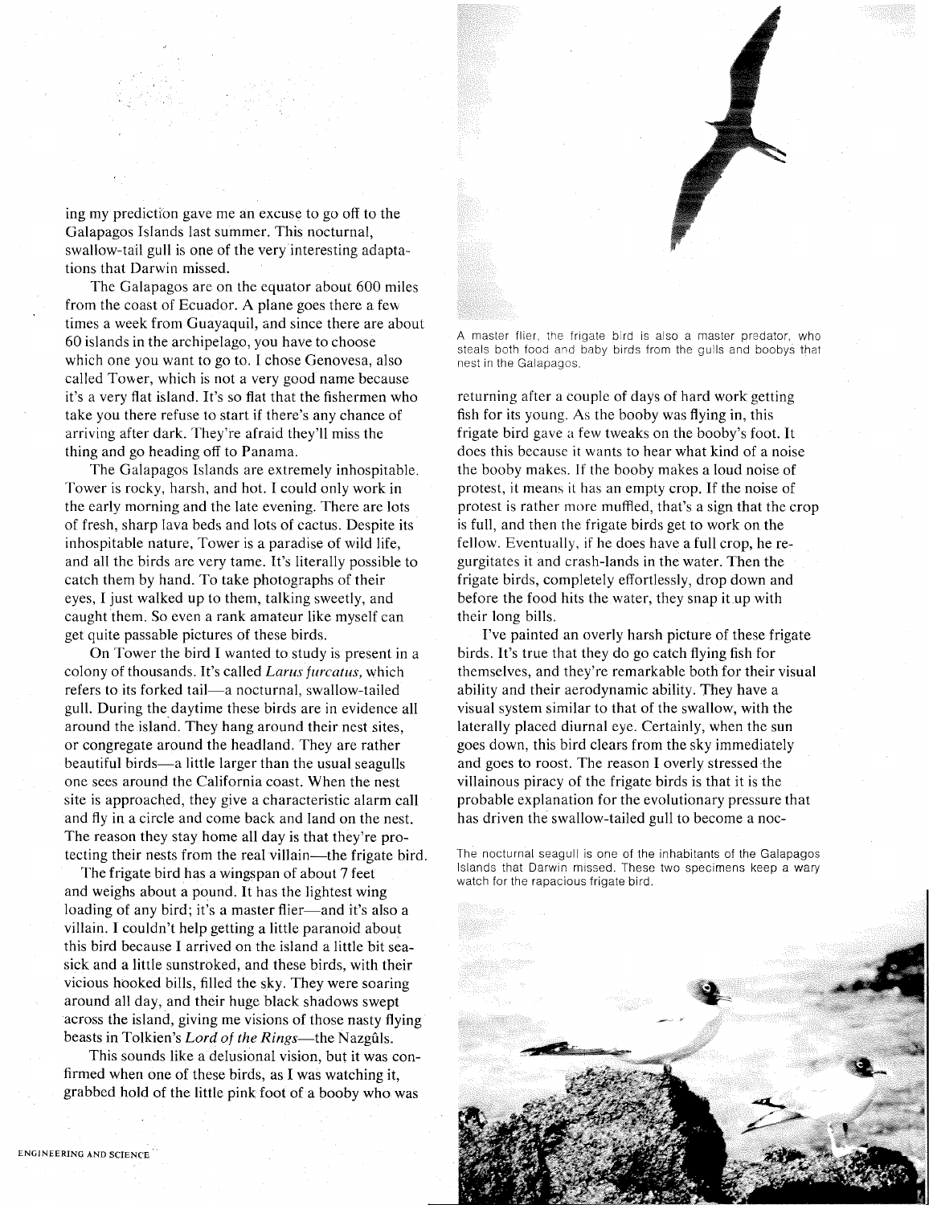ing my prediction gave me an excuse to go off to the Galapagos Islands last summer. This nocturnal, swallow-tail gull is one of the very interesting adaptations that Darwin missed.

The Galapagos are on the equator about 600 miles from the coast of Ecuador. A plane goes there a few times a week from Guayaquil, and since there are about 60 islands in the archipelago, you have to choose which one you want to go to. I chose Genovesa, also called Tower, which is not a very good name because it's a very flat island. It's so flat that the fishermen who take you there refuse to start if there's any chance of arriving after dark. They're afraid they'll miss the thing and go heading off to Panama.

The Galapagos Islands are extremely inhospitable. Tower is rocky, harsh, and hot. I could only work in the early morning and the late evening. There are lots of fresh, sharp lava beds and lots of cactus. Despite its inhospitable nature, Tower is a paradise of wild life, and all the birds are very tame. It's literally possible to catch them by hand. To take photographs of their eyes, I just walked up to them, talking sweetly, and caught them. So even a rank amateur like myself can get quite passable pictures of these birds.

On Tower the bird I wanted to study is present in a colony of thousands. It's called *Larus furcatus,* which refers to its forked tail—a nocturnal, swallow-tailed gull. During the daytime these birds are in evidence all around the island. They hang around their nest sites, or congregate around the headland. They are rather beautiful birds—a little larger than the usual seagulls one sees around the California coast. When the nest site is approached, they give a characteristic alarm call and fly in a circle and come back and land on the nest. The reason they stay home all day is that they're protecting their nests from the real villain—the frigate bird.

The frigate bird has a wingspan of about 7 feet and weighs about a pound. It has the lightest wing loading of any bird; it's a master flier—and it's also a villain. I couldn't help getting a little paranoid about this bird because I arrived on the island a little bit seasick and a little sunstroked, and these birds, with their vicious hooked bills, filled the sky. They were soaring around all day, and their huge black shadows swept across the island, giving me visions of those nasty flying beasts in Tolkien's *Lord of the Rings*—the Nazgûls.

This sounds like a delusional vision, but it was confirmed when one of these birds, as I was watching it, grabbed hold of the little pink foot of a booby who was returning after a couple of days of hard work getting fish for its young. As the booby was flying in, this frigate bird gave a few tweaks on the booby's foot. It does this because it wants to hear what kind of a noise the booby makes. If the booby makes a loud noise of protest, it means it has an empty crop. If the noise of protest is rather more muffled, that's a sign that the crop is full, and then the frigate birds get to work on the fellow. Eventually, if he does have a full crop, he regurgitates it and crash-lands in the water. Then the frigate birds, completely effortlessly, drop down and before the food hits the water, they snap it up with their long bills.

A master flier, the frigate bird is also a master predator, who steals both food and baby birds from the gulls and boobys that nest in the Galapagos.

I've painted an overly harsh picture of these frigate birds. It's true that they do go catch flying fish for themselves, and they're remarkable both for their visual ability and their aerodynamic ability. They have a visual system similar to that of the swallow, with the laterally placed diurnal eye. Certainly, when the sun goes down, this bird clears from the sky immediately and goes to roost. The reason I overly stressed the villainous piracy of the frigate birds is that it is the probable explanation for the evolutionary pressure that has driven the swallow-tailed gull to become a noc-

The nocturnal seagull is one of the inhabitants of the Galapagos Islands that Darwin missed. These two specimens keep a wary watch for the rapacious frigate bird.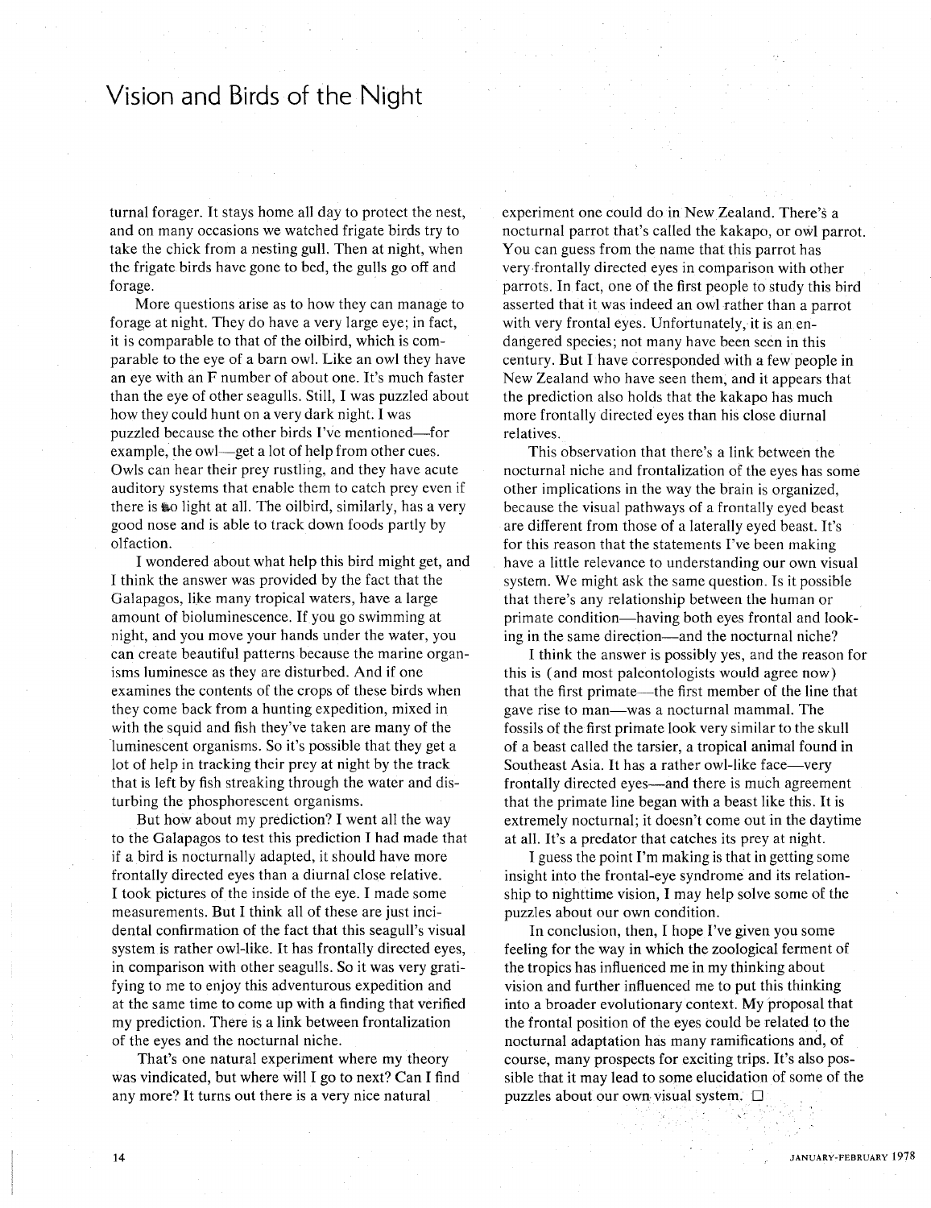turnal forager. It stays home all day to protect the nest, and on many occasions we watched frigate birds try to take the chick from a nesting gull. Then at night, when the frigate birds have gone to bed, the gulls go off and forage.

More questions arise as to how they can manage to forage at night. They do have a very large eye; in fact, it is comparable to that of the oilbird, which is comparable to the eye of a barn owl. Like an owl they have an eye with an F number of about one. It's much faster than the eye of other seagulls. Still, I was puzzled about how they could hunt on a very dark night. I was puzzled because the other birds I've mentioned—for example, the owl—get a lot of help from other cues. Owls can hear their prey rustling, and they have acute auditory systems that enable them to catch prey even if there is no light at all. The oilbird, similarly, has a very good nose and is able to track down foods partly by olfaction.

I wondered about what help this bird might get, and I think the answer was provided by the fact that the Galapagos, like many tropical waters, have a large amount of bioluminescence. If you go swimming at night, and you move your hands under the water, you can create beautiful patterns because the marine organisms luminesce as they are disturbed. And if one examines the contents of the crops of these birds when they come back from a hunting expedition, mixed in with the squid and fish they've taken are many of the luminescent organisms. So it's possible that they get a lot of help in tracking their prey at night by the track that is left by fish streaking through the water and disturbing the phosphorescent organisms.

But how about my prediction? I went all the way to the Galapagos to test this prediction I had made that if a bird is nocturnally adapted, it should have more frontally directed eyes than a diurnal close relative. I took pictures of the inside of the eye. I made some measurements. But I think all of these are just incidental confirmation of the fact that this seagull's visual system is rather owl-like. It has frontally directed eyes, in comparison with other seagulls. So it was very gratifying to me to enjoy this adventurous expedition and at the same time to come up with a finding that verified my prediction. There is a link between frontalization of the eyes and the nocturnal niche.

That's one natural experiment where my theory was vindicated, but where will I go to next? Can I find any more? It turns out there is a very nice natural experiment one could do in New Zealand. There's a nocturnal parrot that's called the kakapo, or owl parrot. You can guess from the name that this parrot has very frontally directed eyes in comparison with other parrots. In fact, one of the first people to study this bird asserted that it was indeed an owl rather than a parrot with very frontal eyes. Unfortunately, it is an endangered species; not many have been seen in this century. But I have corresponded with a few people in New Zealand who have seen them, and it appears that the prediction also holds that the kakapo has much more frontally directed eyes than his close diurnal relatives.

This observation that there's a link between the nocturnal niche and frontalization of the eyes has some other implications in the way the brain is organized, because the visual pathways of a frontally eyed beast are different from those of a laterally eyed beast. It's for this reason that the statements I've been making have a little relevance to understanding our own visual system. We might ask the same question. Is it possible that there's any relationship between the human or primate condition—having both eyes frontal and looking in the same direction—and the nocturnal niche?

I think the answer is possibly yes, and the reason for this is (and most paleontologists would agree now) that the first primate—the first member of the line that gave rise to man—was a nocturnal mammal. The fossils of the first primate look very similar to the skull of a beast called the tarsier, a tropical animal found in Southeast Asia. It has a rather owl-like face—very frontally directed eyes—and there is much agreement that the primate line began with a beast like this. It is extremely nocturnal; it doesn't come out in the daytime at all. It's a predator that catches its prey at night.

I guess the point I'm making is that in getting some insight into the frontal-eye syndrome and its relationship to nighttime vision, I may help solve some of the puzzles about our own condition.

In conclusion, then, I hope I've given you some feeling for the way in which the zoological ferment of the tropics has influenced me in my thinking about vision and further influenced me to put this thinking into a broader evolutionary context. My proposal that the frontal position of the eyes could be related to the nocturnal adaptation has many ramifications and, of course, many prospects for exciting trips. It's also possible that it may lead to some elucidation of some of the puzzles about our own visual system. □